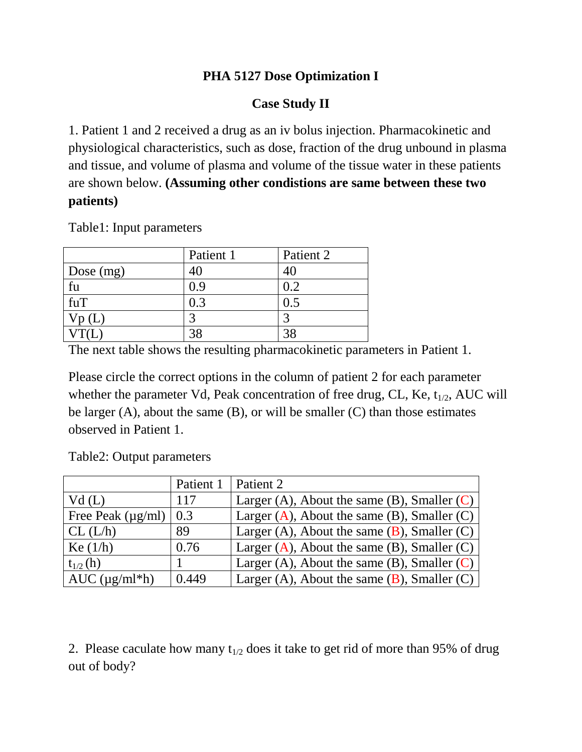# PHA 5127 Dose Optimization I

## Case Study II

1. Patient 1 and 2 received a drug as an iv bolus injection. Pharmacokinetic and physiological characteristics, such as dose, fraction of the drug unbound in plasma and tissue, and volume of plasma and volume of the tissue water in these patients are shown below. **(Assuming other condistions are same between these two patients)**

Table1: Input parameters

| | Patient 1 | Patient 2 |
|---|---|---|
| Dose (mg) | 40 | 40 |
| fu | 0.9 | 0.2 |
| fuT | 0.3 | 0.5 |
| Vp (L) | 3 | 3 |
| VT(L) | 38 | 38 |

The next table shows the resulting pharmacokinetic parameters in Patient 1.

Please circle the correct options in the column of patient 2 for each parameter whether the parameter Vd, Peak concentration of free drug, CL, Ke, $t_{1/2}$, AUC will be larger (A), about the same (B), or will be smaller (C) than those estimates observed in Patient 1.

Table2: Output parameters

| | Patient 1 | Patient 2 |
|---|---|---|
| Vd (L) | 117 | Larger (A), About the same (B), Smaller (C) |
| Free Peak (μg/ml) | 0.3 | Larger (A), About the same (B), Smaller (C) |
| CL (L/h) | 89 | Larger (A), About the same (B), Smaller (C) |
| Ke (1/h) | 0.76 | Larger (A), About the same (B), Smaller (C) |
| $t_{1/2}$ (h) | 1 | Larger (A), About the same (B), Smaller (C) |
| AUC (μg/ml*h) | 0.449 | Larger (A), About the same (B), Smaller (C) |

2. Please caculate how many $t_{1/2}$ does it take to get rid of more than 95% of drug out of body?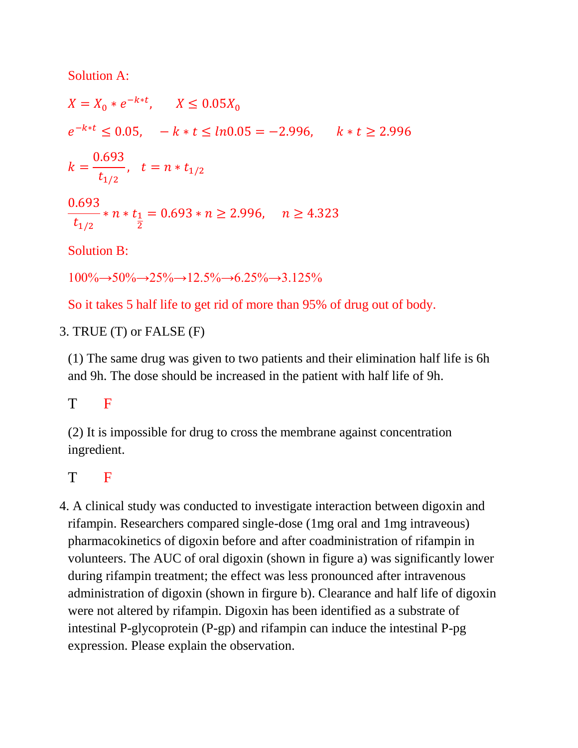Solution A:

$X = X_0 * e^{-k*t}, \quad X \leq 0.05X_0$

$e^{-k*t} \leq 0.05, \quad -k*t \leq ln0.05 = -2.996, \quad k*t \geq 2.996$

$k = \frac{0.693}{t_{1/2}}, \quad t = n * t_{1/2}$

$\frac{0.693}{t_{1/2}} * n * t_{\frac{1}{2}} = 0.693 * n \geq 2.996, \quad n \geq 4.323$

Solution B:

100%→50%→25%→12.5%→6.25%→3.125%

So it takes 5 half life to get rid of more than 95% of drug out of body.

3. TRUE (T) or FALSE (F)

(1) The same drug was given to two patients and their elimination half life is 6h and 9h. The dose should be increased in the patient with half life of 9h.

T F

(2) It is impossible for drug to cross the membrane against concentration ingredient.

T F

4. A clinical study was conducted to investigate interaction between digoxin and rifampin. Researchers compared single-dose (1mg oral and 1mg intraveous) pharmacokinetics of digoxin before and after coadministration of rifampin in volunteers. The AUC of oral digoxin (shown in figure a) was significantly lower during rifampin treatment; the effect was less pronounced after intravenous administration of digoxin (shown in firgure b). Clearance and half life of digoxin were not altered by rifampin. Digoxin has been identified as a substrate of intestinal P-glycoprotein (P-gp) and rifampin can induce the intestinal P-pg expression. Please explain the observation.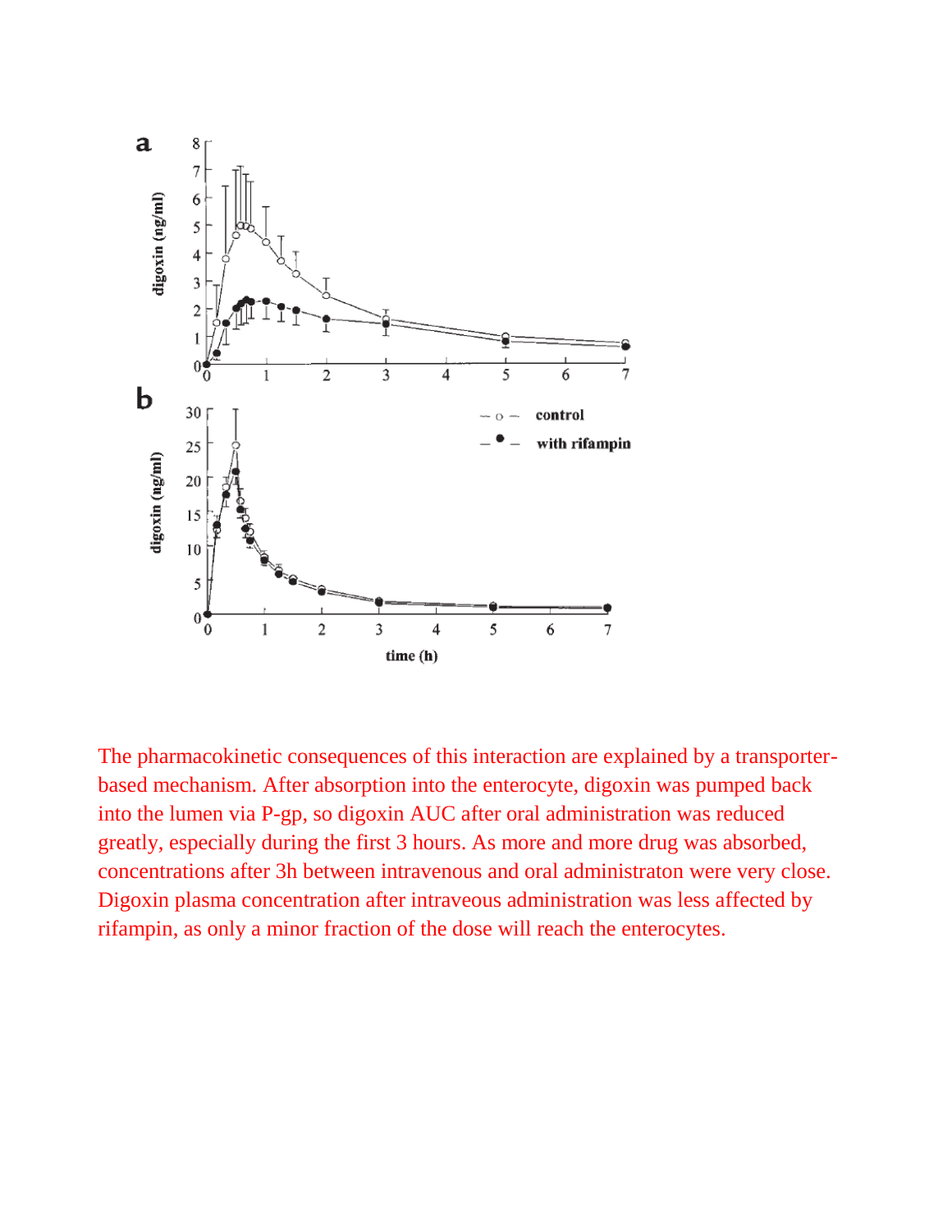a

digoxin (ng/ml)

8
7
6
5
4
3
2
1
0

0 1 2 3 4 5 6 7

b

digoxin (ng/ml)

30
25
20
15
10
5
0

0 1 2 3 4 5 6 7

time (h)

control

with rifampin

The pharmacokinetic consequences of this interaction are explained by a transporter-based mechanism. After absorption into the enterocyte, digoxin was pumped back into the lumen via P-gp, so digoxin AUC after oral administration was reduced greatly, especially during the first 3 hours. As more and more drug was absorbed, concentrations after 3h between intravenous and oral administraton were very close. Digoxin plasma concentration after intraveous administration was less affected by rifampin, as only a minor fraction of the dose will reach the enterocytes.